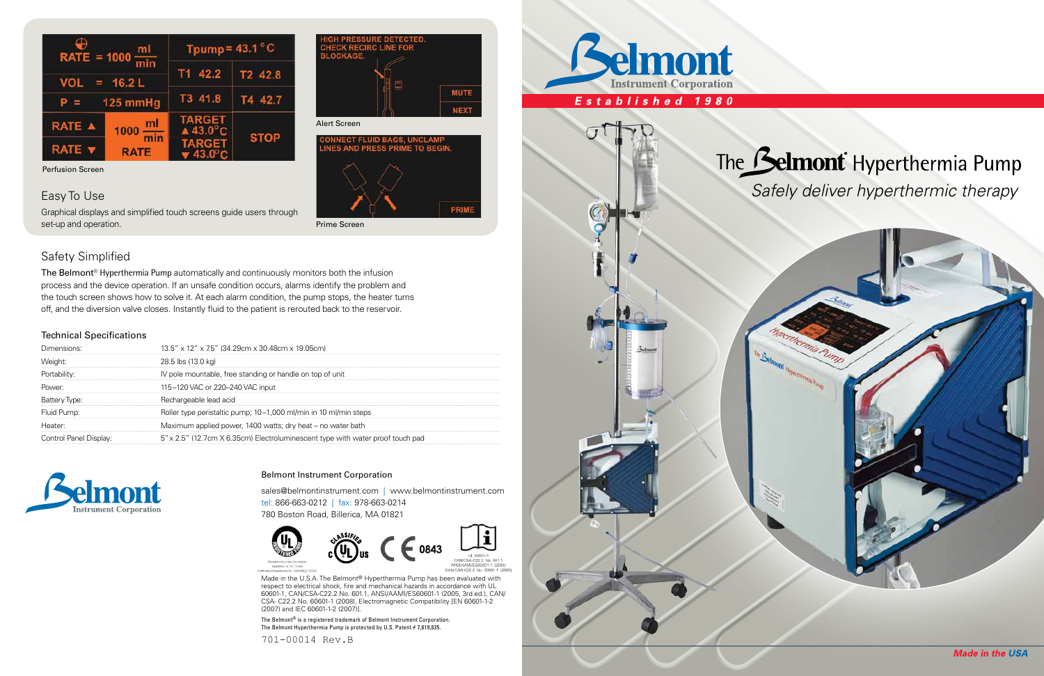# The Belmont® Hyperthermia Pump

*Safely deliver hyperthermic therapy*

Belmont Instrument Corporation

*Established 1980*

RATE = 1000 ml/min | Tpump = 43.1 °C
VOL = 16.2 L | T1 42.2 | T2 42.8
P = 125 mmHg | T3 41.8 | T4 42.7
RATE ▲ | 1000 ml/min RATE | TARGET ▲ 43.0°C TARGET ▼ 43.0°C | STOP

Perfusion Screen

HIGH PRESSURE DETECTED. CHECK RECIRC LINE FOR BLOCKAGE.

MUTE

NEXT

Alert Screen

CONNECT FLUID BAGS, UNCLAMP LINES AND PRESS PRIME TO BEGIN.

PRIME

Prime Screen

## Easy To Use

Graphical displays and simplified touch screens guide users through set-up and operation.

## Safety Simplified

The Belmont® Hyperthermia Pump automatically and continuously monitors both the infusion process and the device operation. If an unsafe condition occurs, alarms identify the problem and the touch screen shows how to solve it. At each alarm condition, the pump stops, the heater turns off, and the diversion valve closes. Instantly fluid to the patient is rerouted back to the reservoir.

### Technical Specifications

| | |
|---|---|
| Dimensions: | 13.5" x 12" x 7.5" (34.29cm x 30.48cm x 19.05cm) |
| Weight: | 28.5 lbs (13.0 kg) |
| Portability: | IV pole mountable, free standing or handle on top of unit |
| Power: | 115–120 VAC or 220–240 VAC input |
| Battery Type: | Rechargeable lead acid |
| Fluid Pump: | Roller type peristaltic pump; 10–1,000 ml/min in 10 ml/min steps |
| Heater: | Maximum applied power, 1400 watts; dry heat – no water bath |
| Control Panel Display: | 5" x 2.5" (12.7cm X 6.35cm) Electroluminescent type with water proof touch pad |

Belmont Instrument Corporation

sales@belmontinstrument.com | www.belmontinstrument.com

tel: 866-663-0212 | fax: 978-663-0214

780 Boston Road, Billerica, MA 01821

CE 0843

UL 60601-1
CAN/CSA-C22.2 No. 601.1
ANSI/AAMI/ES60601-1 (2005)
CAN/CSA-C22.2 No. 60601-1 (2008)

Made in the U.S.A. The Belmont® Hyperthermia Pump has been evaluated with respect to electrical shock, fire and mechanical hazards in accordance with UL 60601-1, CAN/CSA-C22.2 No. 601.1, ANSI/AAMI/ES60601-1 (2005, 3rd ed.), CAN/CSA- C22.2 No. 60601-1 (2008), Electromagnetic Compatibility (EN 60601-1-2 (2007) and IEC 60601-1-2 (2007)).

The Belmont® is a registered trademark of Belmont Instrument Corporation.
The Belmont Hyperthermia Pump is protected by U.S. Patent # 7,819,835.

701-00014 Rev.B

*Made in the USA*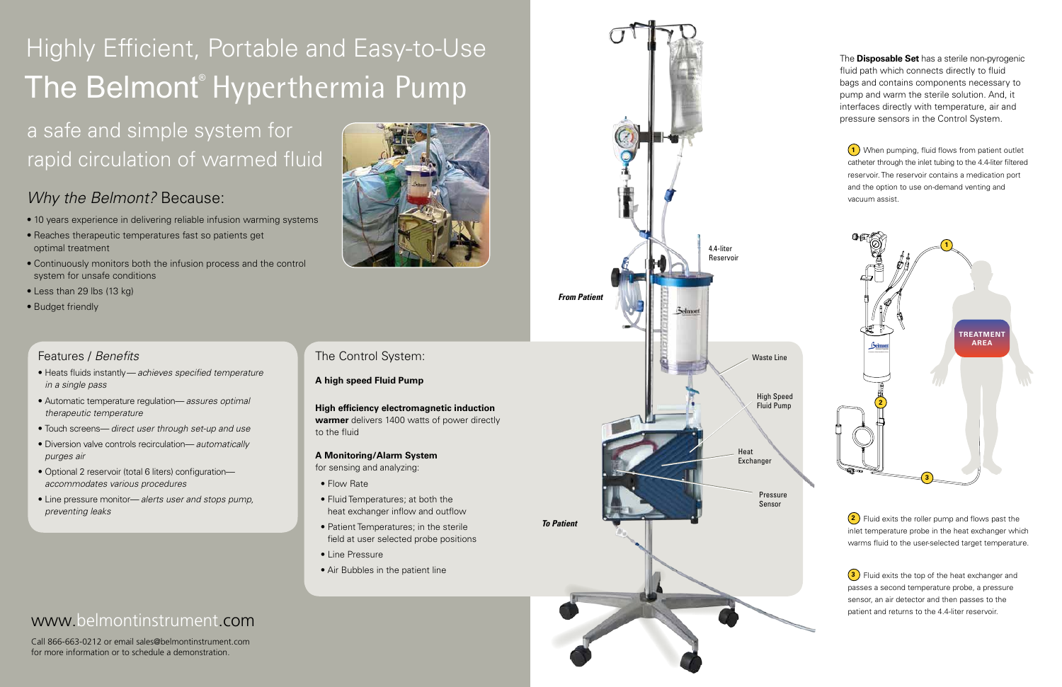# Highly Efficient, Portable and Easy-to-Use

# The Belmont® Hyperthermia Pump

## a safe and simple system for rapid circulation of warmed fluid

### *Why the Belmont?* Because:

- 10 years experience in delivering reliable infusion warming systems
- Reaches therapeutic temperatures fast so patients get optimal treatment
- Continuously monitors both the infusion process and the control system for unsafe conditions
- Less than 29 lbs (13 kg)
- Budget friendly

### Features / *Benefits*

- Heats fluids instantly— *achieves specified temperature in a single pass*
- Automatic temperature regulation— *assures optimal therapeutic temperature*
- Touch screens— *direct user through set-up and use*
- Diversion valve controls recirculation— *automatically purges air*
- Optional 2 reservoir (total 6 liters) configuration— *accommodates various procedures*
- Line pressure monitor— *alerts user and stops pump, preventing leaks*

### The Control System:

**A high speed Fluid Pump**

**High efficiency electromagnetic induction warmer** delivers 1400 watts of power directly to the fluid

**A Monitoring/Alarm System** for sensing and analyzing:

- Flow Rate
- Fluid Temperatures; at both the heat exchanger inflow and outflow
- Patient Temperatures; in the sterile field at user selected probe positions
- Line Pressure
- Air Bubbles in the patient line

*From Patient*

4.4-liter Reservoir

Waste Line

High Speed Fluid Pump

Heat Exchanger

Pressure Sensor

*To Patient*

The **Disposable Set** has a sterile non-pyrogenic fluid path which connects directly to fluid bags and contains components necessary to pump and warm the sterile solution. And, it interfaces directly with temperature, air and pressure sensors in the Control System.

1. When pumping, fluid flows from patient outlet catheter through the inlet tubing to the 4.4-liter filtered reservoir. The reservoir contains a medication port and the option to use on-demand venting and vacuum assist.

TREATMENT AREA

2. Fluid exits the roller pump and flows past the inlet temperature probe in the heat exchanger which warms fluid to the user-selected target temperature.

3. Fluid exits the top of the heat exchanger and passes a second temperature probe, a pressure sensor, an air detector and then passes to the patient and returns to the 4.4-liter reservoir.

www.belmontinstrument.com

Call 866-663-0212 or email sales@belmontinstrument.com for more information or to schedule a demonstration.